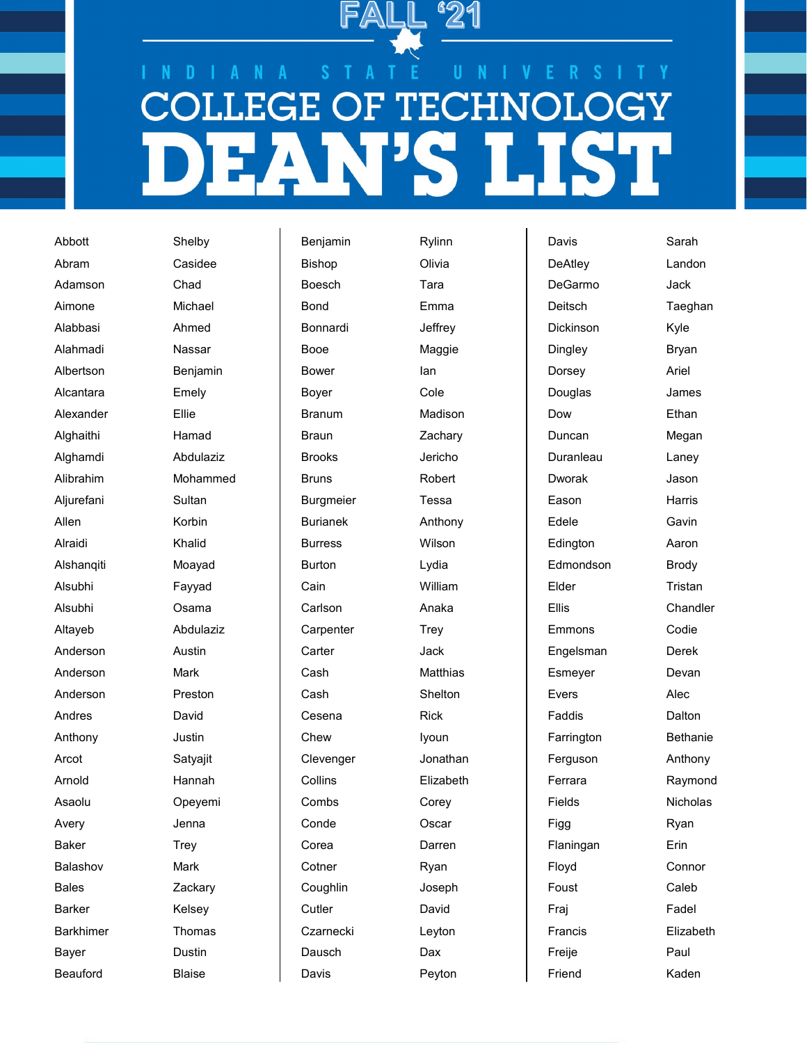# FALL '21

## INDIANA STATE UNIVERSITY

## COLLEGE OF TECHNOLOGY

# DEAN'S LIST

| Last Name | First Name |
|---|---|
| Abbott | Shelby |
| Abram | Casidee |
| Adamson | Chad |
| Aimone | Michael |
| Alabbasi | Ahmed |
| Alahmadi | Nassar |
| Albertson | Benjamin |
| Alcantara | Emely |
| Alexander | Ellie |
| Alghaithi | Hamad |
| Alghamdi | Abdulaziz |
| Alibrahim | Mohammed |
| Aljurefani | Sultan |
| Allen | Korbin |
| Alraidi | Khalid |
| Alshanqiti | Moayad |
| Alsubhi | Fayyad |
| Alsubhi | Osama |
| Altayeb | Abdulaziz |
| Anderson | Austin |
| Anderson | Mark |
| Anderson | Preston |
| Andres | David |
| Anthony | Justin |
| Arcot | Satyajit |
| Arnold | Hannah |
| Asaolu | Opeyemi |
| Avery | Jenna |
| Baker | Trey |
| Balashov | Mark |
| Bales | Zackary |
| Barker | Kelsey |
| Barkhimer | Thomas |
| Bayer | Dustin |
| Beauford | Blaise |
| Benjamin | Rylinn |
| Bishop | Olivia |
| Boesch | Tara |
| Bond | Emma |
| Bonnardi | Jeffrey |
| Booe | Maggie |
| Bower | Ian |
| Boyer | Cole |
| Branum | Madison |
| Braun | Zachary |
| Brooks | Jericho |
| Bruns | Robert |
| Burgmeier | Tessa |
| Burianek | Anthony |
| Burress | Wilson |
| Burton | Lydia |
| Cain | William |
| Carlson | Anaka |
| Carpenter | Trey |
| Carter | Jack |
| Cash | Matthias |
| Cash | Shelton |
| Cesena | Rick |
| Chew | Iyoun |
| Clevenger | Jonathan |
| Collins | Elizabeth |
| Combs | Corey |
| Conde | Oscar |
| Corea | Darren |
| Cotner | Ryan |
| Coughlin | Joseph |
| Cutler | David |
| Czarnecki | Leyton |
| Dausch | Dax |
| Davis | Peyton |
| Davis | Sarah |
| DeAtley | Landon |
| DeGarmo | Jack |
| Deitsch | Taeghan |
| Dickinson | Kyle |
| Dingley | Bryan |
| Dorsey | Ariel |
| Douglas | James |
| Dow | Ethan |
| Duncan | Megan |
| Duranleau | Laney |
| Dworak | Jason |
| Eason | Harris |
| Edele | Gavin |
| Edington | Aaron |
| Edmondson | Brody |
| Elder | Tristan |
| Ellis | Chandler |
| Emmons | Codie |
| Engelsman | Derek |
| Esmeyer | Devan |
| Evers | Alec |
| Faddis | Dalton |
| Farrington | Bethanie |
| Ferguson | Anthony |
| Ferrara | Raymond |
| Fields | Nicholas |
| Figg | Ryan |
| Flaningan | Erin |
| Floyd | Connor |
| Foust | Caleb |
| Fraj | Fadel |
| Francis | Elizabeth |
| Freije | Paul |
| Friend | Kaden |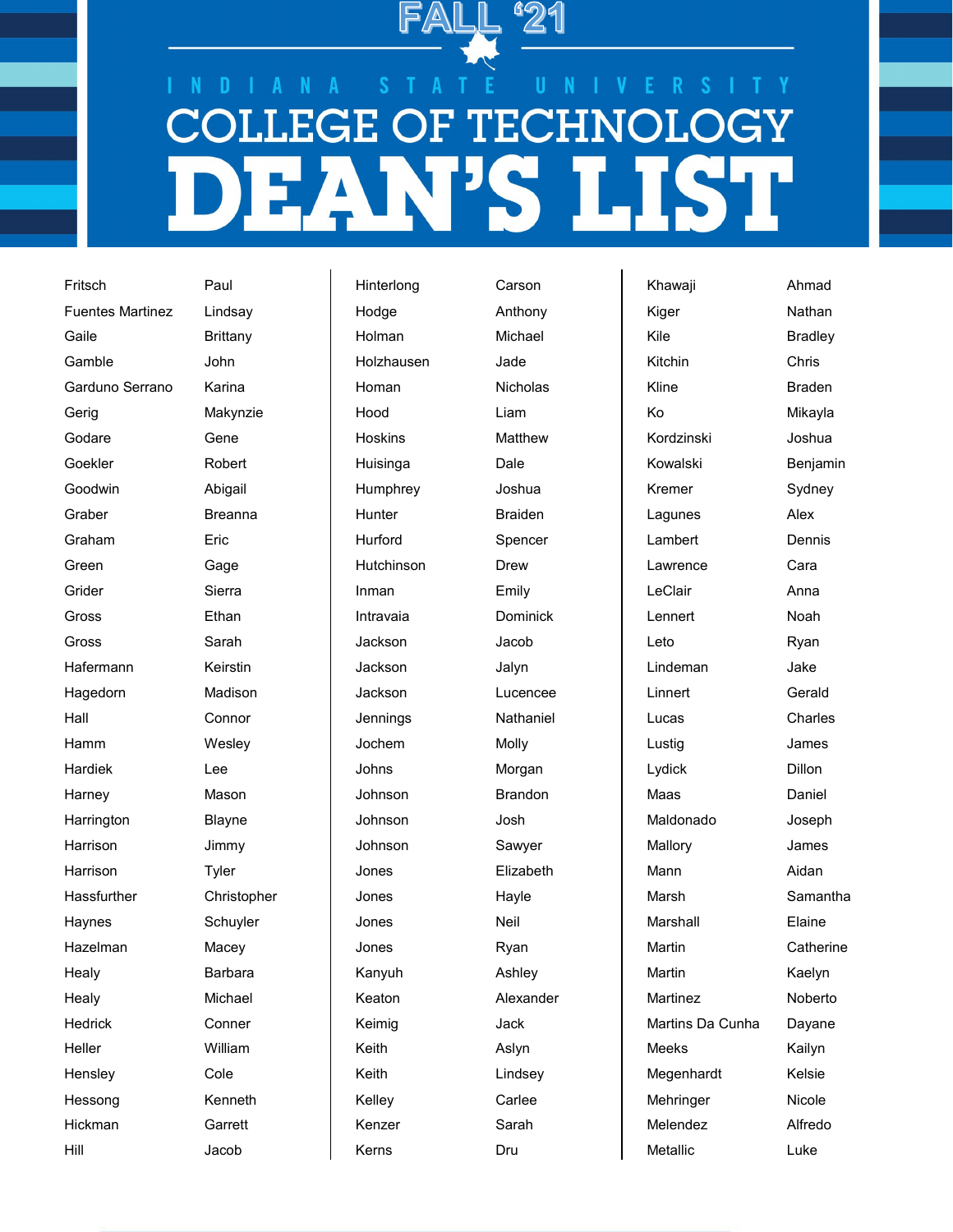# FALL '21

## INDIANA STATE UNIVERSITY

## COLLEGE OF TECHNOLOGY

# DEAN'S LIST

| Last Name | First Name |
|---|---|
| Fritsch | Paul |
| Fuentes Martinez | Lindsay |
| Gaile | Brittany |
| Gamble | John |
| Garduno Serrano | Karina |
| Gerig | Makynzie |
| Godare | Gene |
| Goekler | Robert |
| Goodwin | Abigail |
| Graber | Breanna |
| Graham | Eric |
| Green | Gage |
| Grider | Sierra |
| Gross | Ethan |
| Gross | Sarah |
| Hafermann | Keirstin |
| Hagedorn | Madison |
| Hall | Connor |
| Hamm | Wesley |
| Hardiek | Lee |
| Harney | Mason |
| Harrington | Blayne |
| Harrison | Jimmy |
| Harrison | Tyler |
| Hassfurther | Christopher |
| Haynes | Schuyler |
| Hazelman | Macey |
| Healy | Barbara |
| Healy | Michael |
| Hedrick | Conner |
| Heller | William |
| Hensley | Cole |
| Hessong | Kenneth |
| Hickman | Garrett |
| Hill | Jacob |
| Hinterlong | Carson |
| Hodge | Anthony |
| Holman | Michael |
| Holzhausen | Jade |
| Homan | Nicholas |
| Hood | Liam |
| Hoskins | Matthew |
| Huisinga | Dale |
| Humphrey | Joshua |
| Hunter | Braiden |
| Hurford | Spencer |
| Hutchinson | Drew |
| Inman | Emily |
| Intravaia | Dominick |
| Jackson | Jacob |
| Jackson | Jalyn |
| Jackson | Lucencee |
| Jennings | Nathaniel |
| Jochem | Molly |
| Johns | Morgan |
| Johnson | Brandon |
| Johnson | Josh |
| Johnson | Sawyer |
| Jones | Elizabeth |
| Jones | Hayle |
| Jones | Neil |
| Jones | Ryan |
| Kanyuh | Ashley |
| Keaton | Alexander |
| Keimig | Jack |
| Keith | Aslyn |
| Keith | Lindsey |
| Kelley | Carlee |
| Kenzer | Sarah |
| Kerns | Dru |
| Khawaji | Ahmad |
| Kiger | Nathan |
| Kile | Bradley |
| Kitchin | Chris |
| Kline | Braden |
| Ko | Mikayla |
| Kordzinski | Joshua |
| Kowalski | Benjamin |
| Kremer | Sydney |
| Lagunes | Alex |
| Lambert | Dennis |
| Lawrence | Cara |
| LeClair | Anna |
| Lennert | Noah |
| Leto | Ryan |
| Lindeman | Jake |
| Linnert | Gerald |
| Lucas | Charles |
| Lustig | James |
| Lydick | Dillon |
| Maas | Daniel |
| Maldonado | Joseph |
| Mallory | James |
| Mann | Aidan |
| Marsh | Samantha |
| Marshall | Elaine |
| Martin | Catherine |
| Martin | Kaelyn |
| Martinez | Noberto |
| Martins Da Cunha | Dayane |
| Meeks | Kailyn |
| Megenhardt | Kelsie |
| Mehringer | Nicole |
| Melendez | Alfredo |
| Metallic | Luke |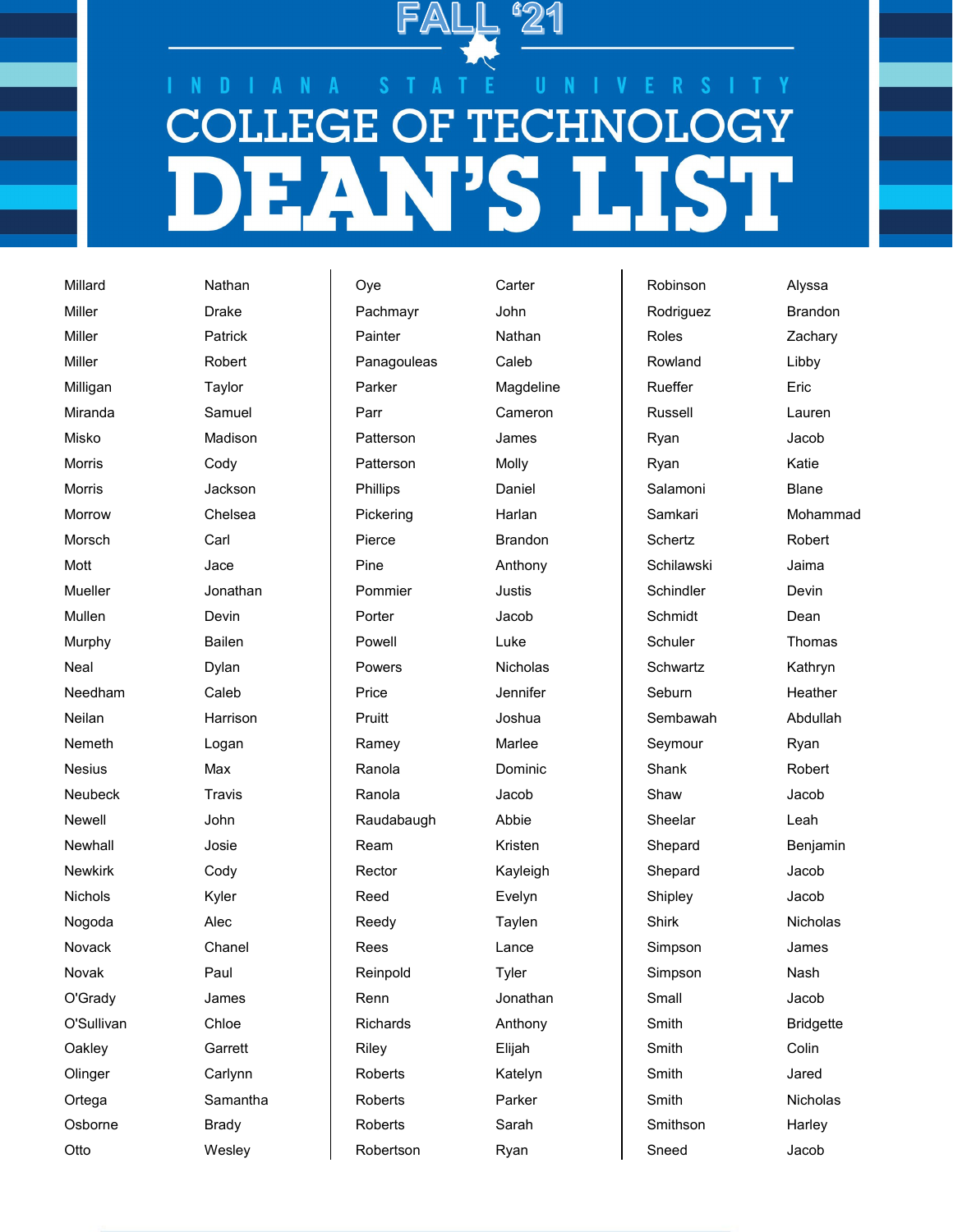# FALL '21

## INDIANA STATE UNIVERSITY

## COLLEGE OF TECHNOLOGY

# DEAN'S LIST

| Last Name | First Name |
|---|---|
| Millard | Nathan |
| Miller | Drake |
| Miller | Patrick |
| Miller | Robert |
| Milligan | Taylor |
| Miranda | Samuel |
| Misko | Madison |
| Morris | Cody |
| Morris | Jackson |
| Morrow | Chelsea |
| Morsch | Carl |
| Mott | Jace |
| Mueller | Jonathan |
| Mullen | Devin |
| Murphy | Bailen |
| Neal | Dylan |
| Needham | Caleb |
| Neilan | Harrison |
| Nemeth | Logan |
| Nesius | Max |
| Neubeck | Travis |
| Newell | John |
| Newhall | Josie |
| Newkirk | Cody |
| Nichols | Kyler |
| Nogoda | Alec |
| Novack | Chanel |
| Novak | Paul |
| O'Grady | James |
| O'Sullivan | Chloe |
| Oakley | Garrett |
| Olinger | Carlynn |
| Ortega | Samantha |
| Osborne | Brady |
| Otto | Wesley |
| Oye | Carter |
| Pachmayr | John |
| Painter | Nathan |
| Panagouleas | Caleb |
| Parker | Magdeline |
| Parr | Cameron |
| Patterson | James |
| Patterson | Molly |
| Phillips | Daniel |
| Pickering | Harlan |
| Pierce | Brandon |
| Pine | Anthony |
| Pommier | Justis |
| Porter | Jacob |
| Powell | Luke |
| Powers | Nicholas |
| Price | Jennifer |
| Pruitt | Joshua |
| Ramey | Marlee |
| Ranola | Dominic |
| Ranola | Jacob |
| Raudabaugh | Abbie |
| Ream | Kristen |
| Rector | Kayleigh |
| Reed | Evelyn |
| Reedy | Taylen |
| Rees | Lance |
| Reinpold | Tyler |
| Renn | Jonathan |
| Richards | Anthony |
| Riley | Elijah |
| Roberts | Katelyn |
| Roberts | Parker |
| Roberts | Sarah |
| Robertson | Ryan |
| Robinson | Alyssa |
| Rodriguez | Brandon |
| Roles | Zachary |
| Rowland | Libby |
| Rueffer | Eric |
| Russell | Lauren |
| Ryan | Jacob |
| Ryan | Katie |
| Salamoni | Blane |
| Samkari | Mohammad |
| Schertz | Robert |
| Schilawski | Jaima |
| Schindler | Devin |
| Schmidt | Dean |
| Schuler | Thomas |
| Schwartz | Kathryn |
| Seburn | Heather |
| Sembawah | Abdullah |
| Seymour | Ryan |
| Shank | Robert |
| Shaw | Jacob |
| Sheelar | Leah |
| Shepard | Benjamin |
| Shepard | Jacob |
| Shipley | Jacob |
| Shirk | Nicholas |
| Simpson | James |
| Simpson | Nash |
| Small | Jacob |
| Smith | Bridgette |
| Smith | Colin |
| Smith | Jared |
| Smith | Nicholas |
| Smithson | Harley |
| Sneed | Jacob |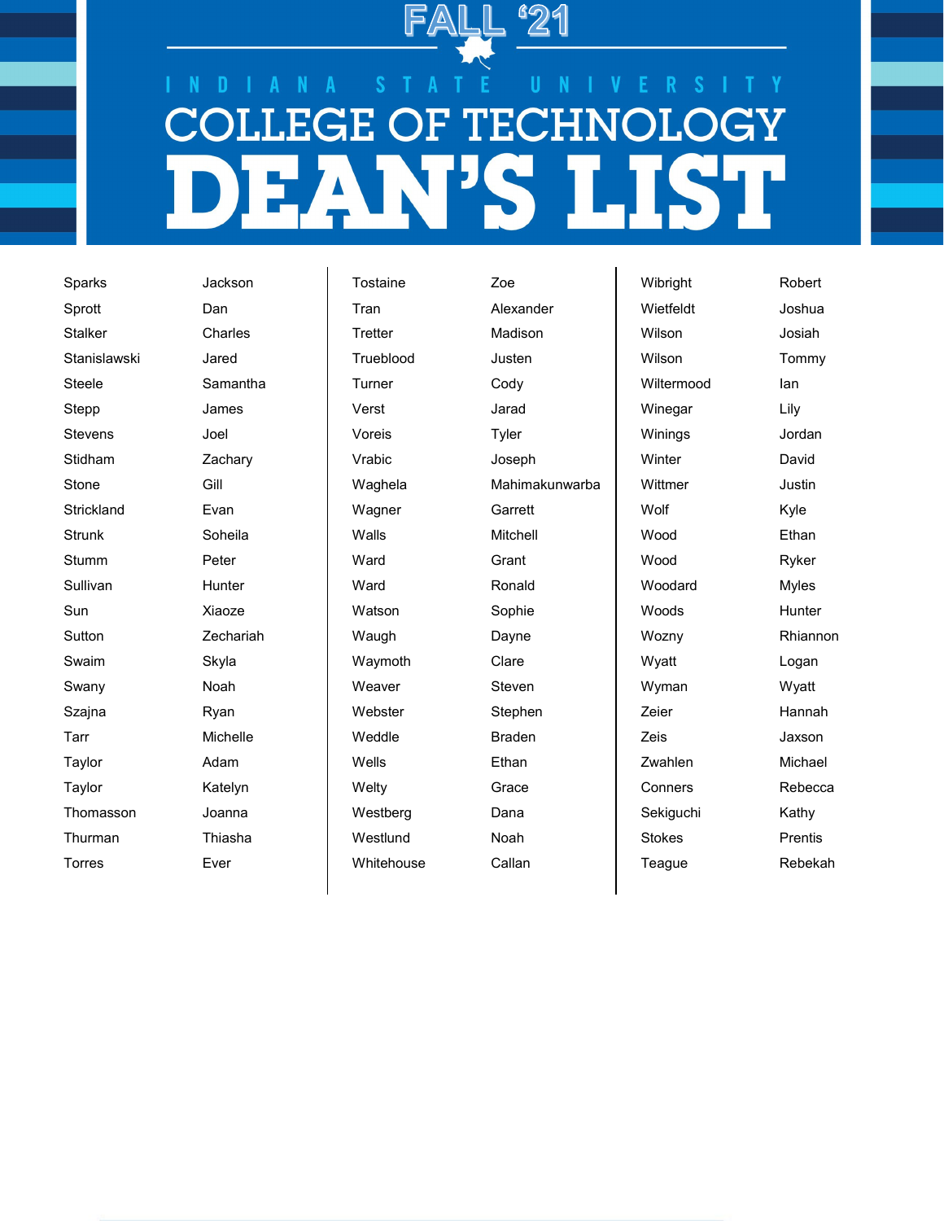# FALL '21

## INDIANA STATE UNIVERSITY

## COLLEGE OF TECHNOLOGY

# DEAN'S LIST

| | |
|---|---|
| Sparks | Jackson |
| Sprott | Dan |
| Stalker | Charles |
| Stanislawski | Jared |
| Steele | Samantha |
| Stepp | James |
| Stevens | Joel |
| Stidham | Zachary |
| Stone | Gill |
| Strickland | Evan |
| Strunk | Soheila |
| Stumm | Peter |
| Sullivan | Hunter |
| Sun | Xiaoze |
| Sutton | Zechariah |
| Swaim | Skyla |
| Swany | Noah |
| Szajna | Ryan |
| Tarr | Michelle |
| Taylor | Adam |
| Taylor | Katelyn |
| Thomasson | Joanna |
| Thurman | Thiasha |
| Torres | Ever |
| Tostaine | Zoe |
| Tran | Alexander |
| Tretter | Madison |
| Trueblood | Justen |
| Turner | Cody |
| Verst | Jarad |
| Voreis | Tyler |
| Vrabic | Joseph |
| Waghela | Mahimakunwarba |
| Wagner | Garrett |
| Walls | Mitchell |
| Ward | Grant |
| Ward | Ronald |
| Watson | Sophie |
| Waugh | Dayne |
| Waymoth | Clare |
| Weaver | Steven |
| Webster | Stephen |
| Weddle | Braden |
| Wells | Ethan |
| Welty | Grace |
| Westberg | Dana |
| Westlund | Noah |
| Whitehouse | Callan |
| Wibright | Robert |
| Wietfeldt | Joshua |
| Wilson | Josiah |
| Wilson | Tommy |
| Wiltermood | Ian |
| Winegar | Lily |
| Winings | Jordan |
| Winter | David |
| Wittmer | Justin |
| Wolf | Kyle |
| Wood | Ethan |
| Wood | Ryker |
| Woodard | Myles |
| Woods | Hunter |
| Wozny | Rhiannon |
| Wyatt | Logan |
| Wyman | Wyatt |
| Zeier | Hannah |
| Zeis | Jaxson |
| Zwahlen | Michael |
| Conners | Rebecca |
| Sekiguchi | Kathy |
| Stokes | Prentis |
| Teague | Rebekah |